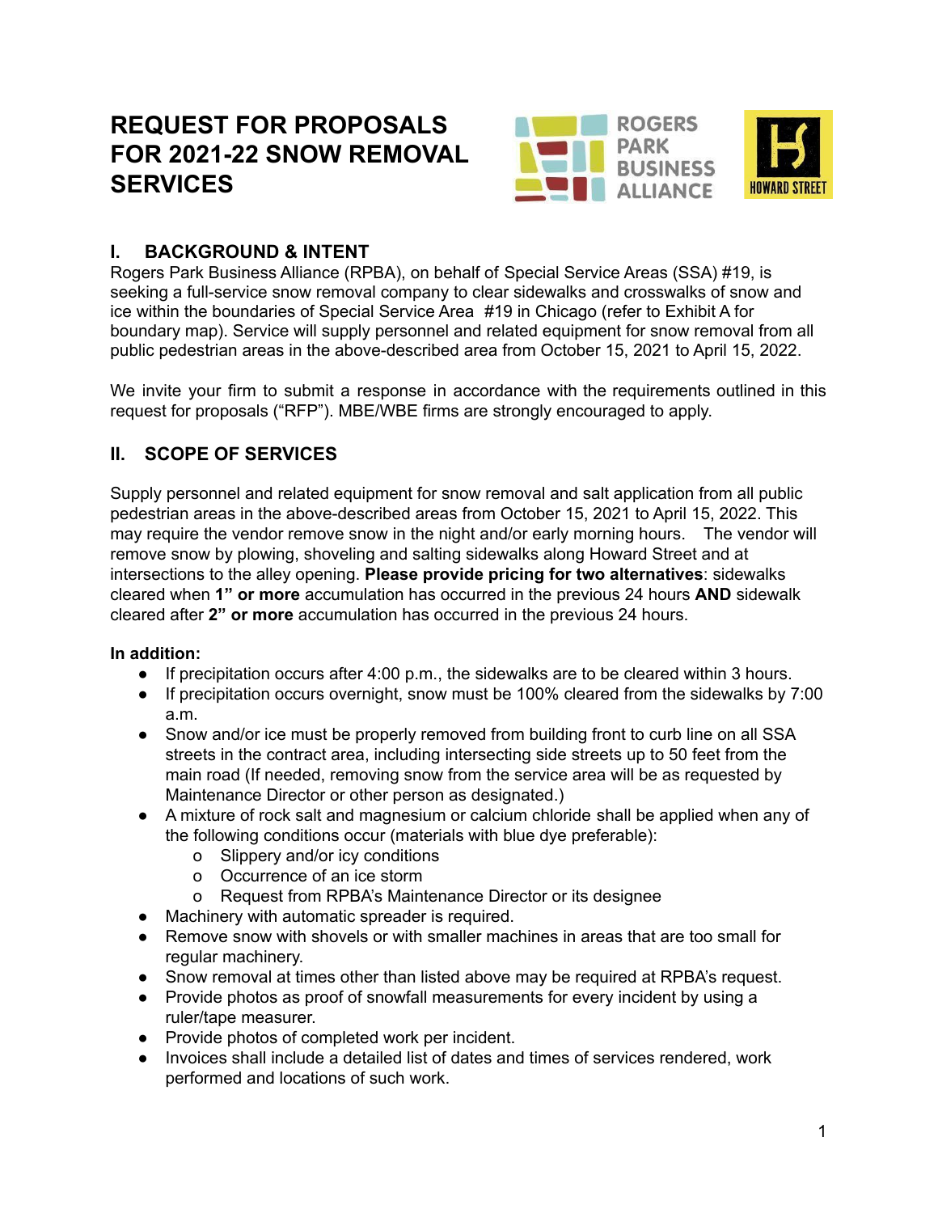# REQUEST FOR PROPOSALS FOR 2021-22 SNOW REMOVAL SERVICES

## I. BACKGROUND & INTENT

Rogers Park Business Alliance (RPBA), on behalf of Special Service Areas (SSA) #19, is seeking a full-service snow removal company to clear sidewalks and crosswalks of snow and ice within the boundaries of Special Service Area #19 in Chicago (refer to Exhibit A for boundary map). Service will supply personnel and related equipment for snow removal from all public pedestrian areas in the above-described area from October 15, 2021 to April 15, 2022.

We invite your firm to submit a response in accordance with the requirements outlined in this request for proposals ("RFP"). MBE/WBE firms are strongly encouraged to apply.

## II. SCOPE OF SERVICES

Supply personnel and related equipment for snow removal and salt application from all public pedestrian areas in the above-described areas from October 15, 2021 to April 15, 2022. This may require the vendor remove snow in the night and/or early morning hours. The vendor will remove snow by plowing, shoveling and salting sidewalks along Howard Street and at intersections to the alley opening. **Please provide pricing for two alternatives**: sidewalks cleared when **1" or more** accumulation has occurred in the previous 24 hours **AND** sidewalk cleared after **2" or more** accumulation has occurred in the previous 24 hours.

**In addition:**

- If precipitation occurs after 4:00 p.m., the sidewalks are to be cleared within 3 hours.
- If precipitation occurs overnight, snow must be 100% cleared from the sidewalks by 7:00 a.m.
- Snow and/or ice must be properly removed from building front to curb line on all SSA streets in the contract area, including intersecting side streets up to 50 feet from the main road (If needed, removing snow from the service area will be as requested by Maintenance Director or other person as designated.)
- A mixture of rock salt and magnesium or calcium chloride shall be applied when any of the following conditions occur (materials with blue dye preferable):
  - Slippery and/or icy conditions
  - Occurrence of an ice storm
  - Request from RPBA's Maintenance Director or its designee
- Machinery with automatic spreader is required.
- Remove snow with shovels or with smaller machines in areas that are too small for regular machinery.
- Snow removal at times other than listed above may be required at RPBA's request.
- Provide photos as proof of snowfall measurements for every incident by using a ruler/tape measurer.
- Provide photos of completed work per incident.
- Invoices shall include a detailed list of dates and times of services rendered, work performed and locations of such work.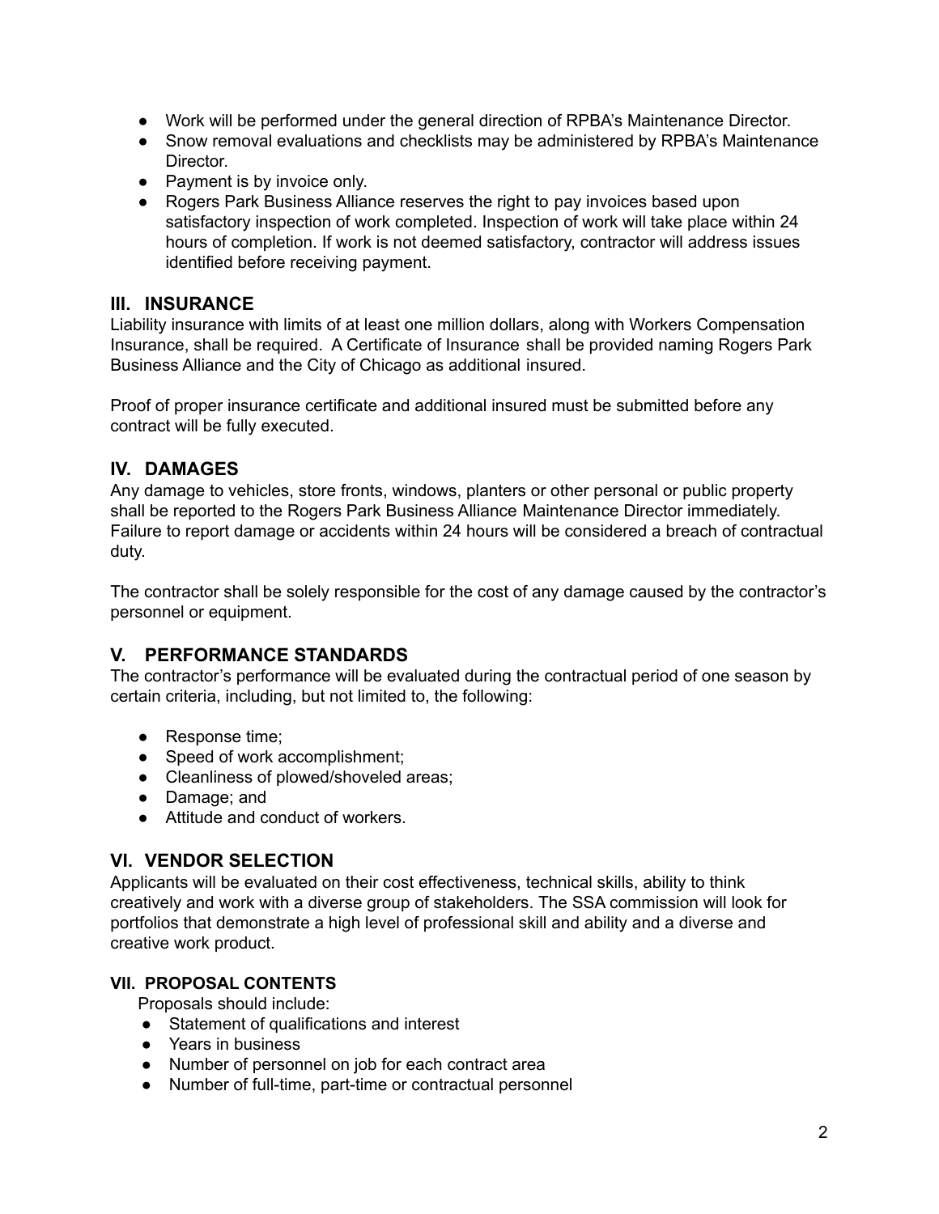- Work will be performed under the general direction of RPBA's Maintenance Director.
- Snow removal evaluations and checklists may be administered by RPBA's Maintenance Director.
- Payment is by invoice only.
- Rogers Park Business Alliance reserves the right to pay invoices based upon satisfactory inspection of work completed. Inspection of work will take place within 24 hours of completion. If work is not deemed satisfactory, contractor will address issues identified before receiving payment.

## III. INSURANCE

Liability insurance with limits of at least one million dollars, along with Workers Compensation Insurance, shall be required. A Certificate of Insurance shall be provided naming Rogers Park Business Alliance and the City of Chicago as additional insured.

Proof of proper insurance certificate and additional insured must be submitted before any contract will be fully executed.

## IV. DAMAGES

Any damage to vehicles, store fronts, windows, planters or other personal or public property shall be reported to the Rogers Park Business Alliance Maintenance Director immediately. Failure to report damage or accidents within 24 hours will be considered a breach of contractual duty.

The contractor shall be solely responsible for the cost of any damage caused by the contractor's personnel or equipment.

## V. PERFORMANCE STANDARDS

The contractor's performance will be evaluated during the contractual period of one season by certain criteria, including, but not limited to, the following:

- Response time;
- Speed of work accomplishment;
- Cleanliness of plowed/shoveled areas;
- Damage; and
- Attitude and conduct of workers.

## VI. VENDOR SELECTION

Applicants will be evaluated on their cost effectiveness, technical skills, ability to think creatively and work with a diverse group of stakeholders. The SSA commission will look for portfolios that demonstrate a high level of professional skill and ability and a diverse and creative work product.

### VII. PROPOSAL CONTENTS

Proposals should include:

- Statement of qualifications and interest
- Years in business
- Number of personnel on job for each contract area
- Number of full-time, part-time or contractual personnel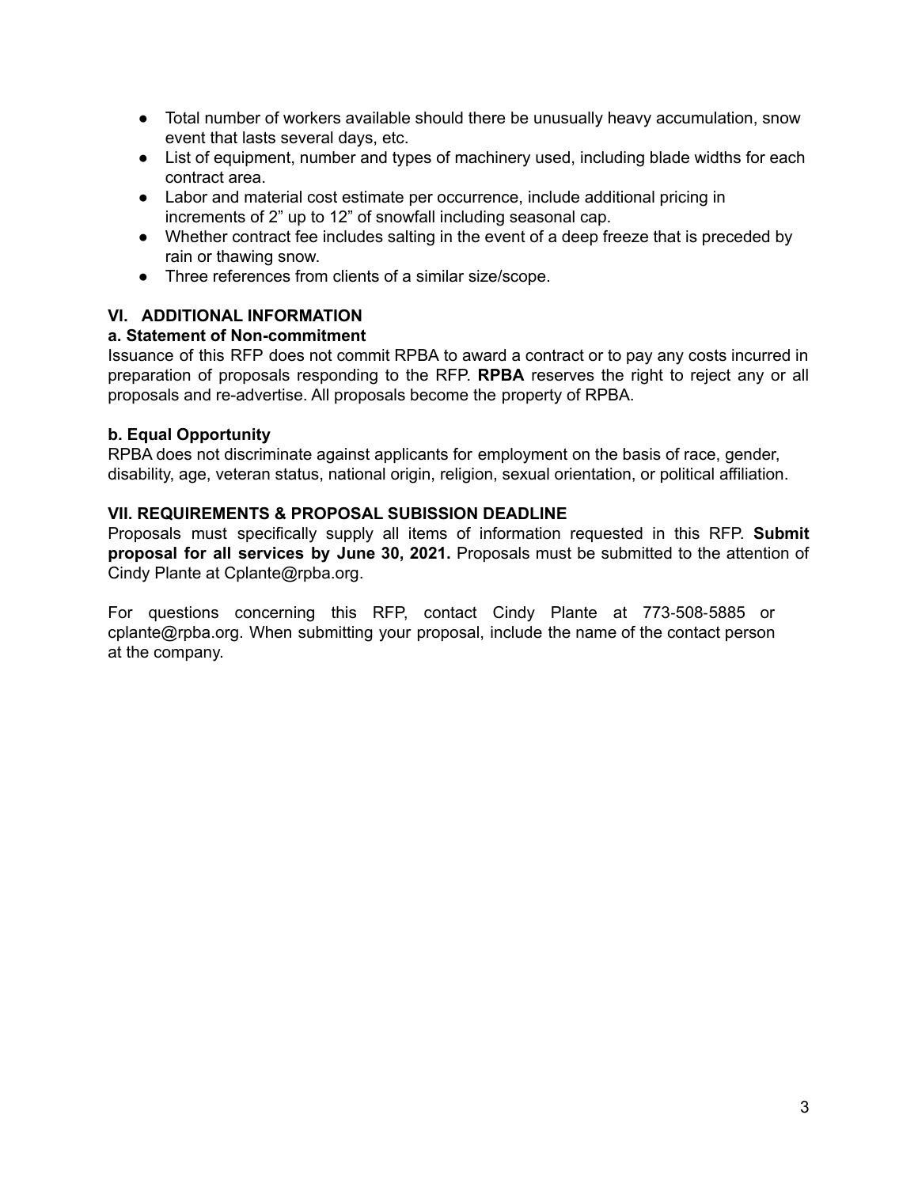- Total number of workers available should there be unusually heavy accumulation, snow event that lasts several days, etc.
- List of equipment, number and types of machinery used, including blade widths for each contract area.
- Labor and material cost estimate per occurrence, include additional pricing in increments of 2" up to 12" of snowfall including seasonal cap.
- Whether contract fee includes salting in the event of a deep freeze that is preceded by rain or thawing snow.
- Three references from clients of a similar size/scope.

## VI. ADDITIONAL INFORMATION

### a. Statement of Non-commitment

Issuance of this RFP does not commit RPBA to award a contract or to pay any costs incurred in preparation of proposals responding to the RFP. **RPBA** reserves the right to reject any or all proposals and re-advertise. All proposals become the property of RPBA.

### b. Equal Opportunity

RPBA does not discriminate against applicants for employment on the basis of race, gender, disability, age, veteran status, national origin, religion, sexual orientation, or political affiliation.

## VII. REQUIREMENTS & PROPOSAL SUBISSION DEADLINE

Proposals must specifically supply all items of information requested in this RFP. **Submit proposal for all services by June 30, 2021.** Proposals must be submitted to the attention of Cindy Plante at Cplante@rpba.org.

For questions concerning this RFP, contact Cindy Plante at 773-508-5885 or cplante@rpba.org. When submitting your proposal, include the name of the contact person at the company.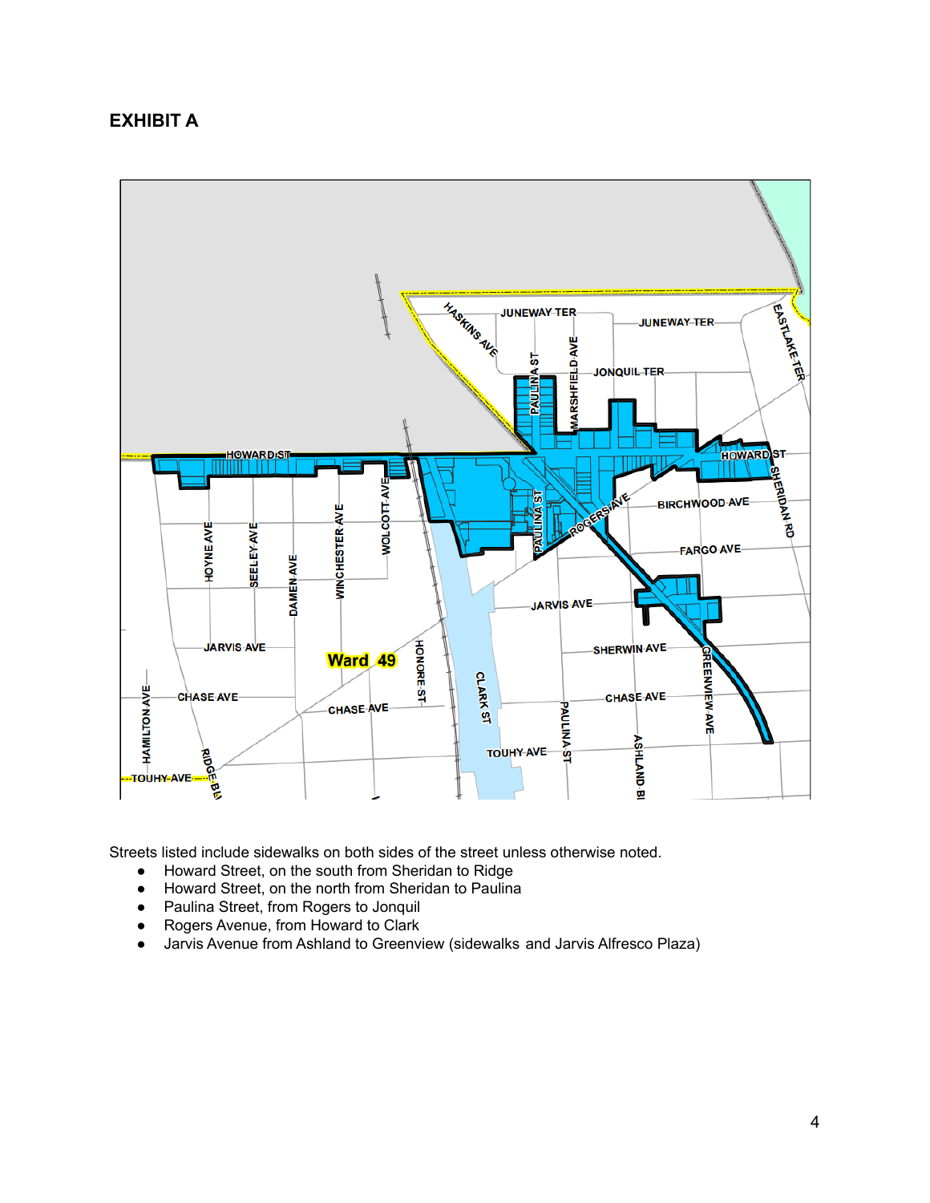## EXHIBIT A

JUNEWAY TER
HASKINS AVE
JUNEWAY TER
EASTLAKE TER
PAULINA ST
MARSHFIELD AVE
JONQUIL TER
HOWARD ST
HOWARD ST
SHERIDAN RD
WOLCOTT AVE
PAULINA ST
ROGERS AVE
BIRCHWOOD AVE
FARGO AVE
HOYNE AVE
SEELEY AVE
DAMEN AVE
WINCHESTER AVE
JARVIS AVE
JARVIS AVE
Ward 49
HONORE ST
SHERWIN AVE
CLARK ST
GREENVIEW AVE
HAMILTON AVE
CHASE AVE
CHASE AVE
CHASE AVE
PAULINA ST
TOUHY AVE
TOUHY AVE
RIDGE BL
ASHLAND BL

Streets listed include sidewalks on both sides of the street unless otherwise noted.

- Howard Street, on the south from Sheridan to Ridge
- Howard Street, on the north from Sheridan to Paulina
- Paulina Street, from Rogers to Jonquil
- Rogers Avenue, from Howard to Clark
- Jarvis Avenue from Ashland to Greenview (sidewalks and Jarvis Alfresco Plaza)